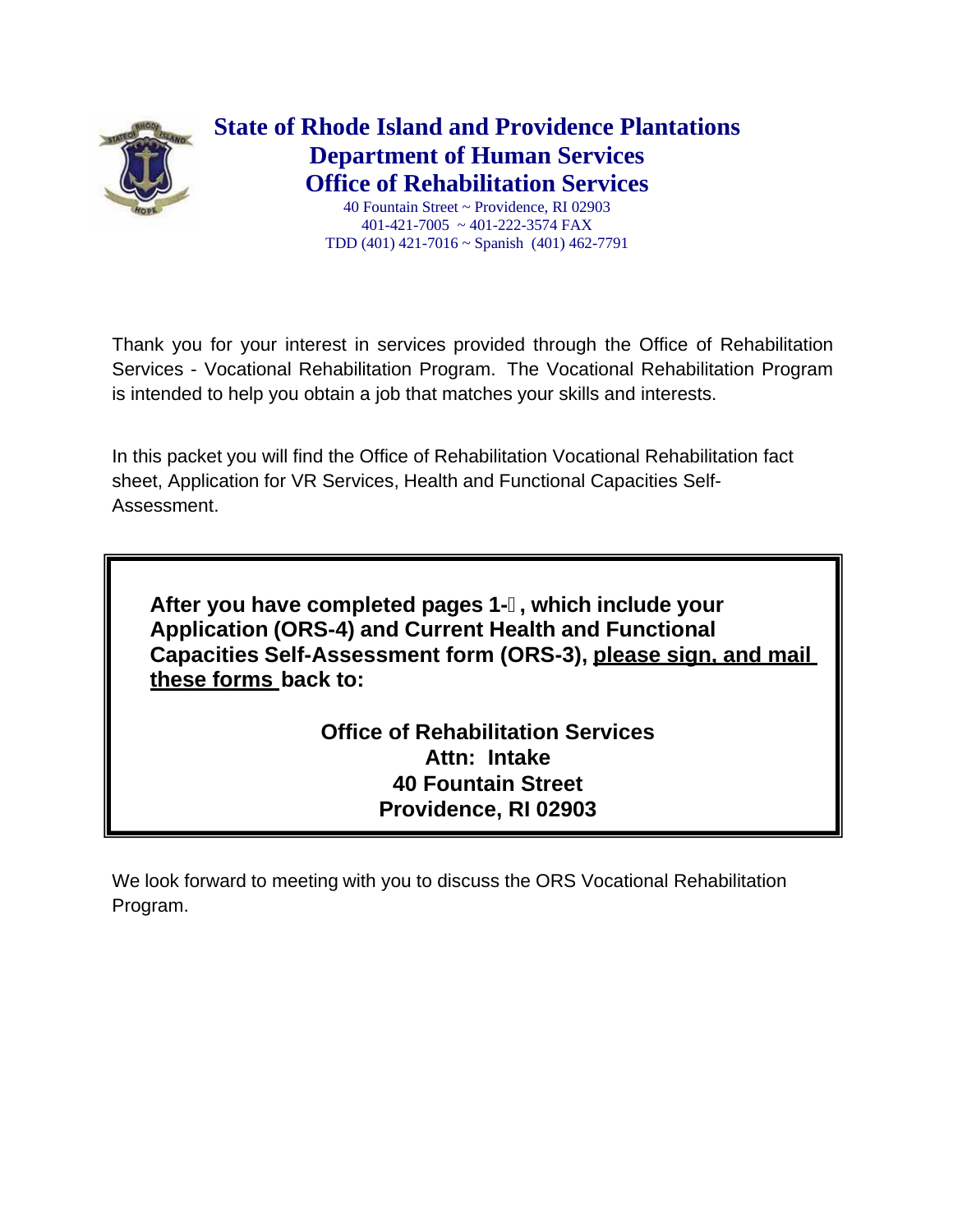# State of Rhode Island and Providence Plantations
## Department of Human Services
## Office of Rehabilitation Services

40 Fountain Street ~ Providence, RI 02903
401-421-7005 ~ 401-222-3574 FAX
TDD (401) 421-7016 ~ Spanish (401) 462-7791

Thank you for your interest in services provided through the Office of Rehabilitation Services - Vocational Rehabilitation Program. The Vocational Rehabilitation Program is intended to help you obtain a job that matches your skills and interests.

In this packet you will find the Office of Rehabilitation Vocational Rehabilitation fact sheet, Application for VR Services, Health and Functional Capacities Self-Assessment.

**After you have completed pages 1-, which include your Application (ORS-4) and Current Health and Functional Capacities Self-Assessment form (ORS-3), please sign, and mail these forms back to:**

**Office of Rehabilitation Services**
**Attn: Intake**
**40 Fountain Street**
**Providence, RI 02903**

We look forward to meeting with you to discuss the ORS Vocational Rehabilitation Program.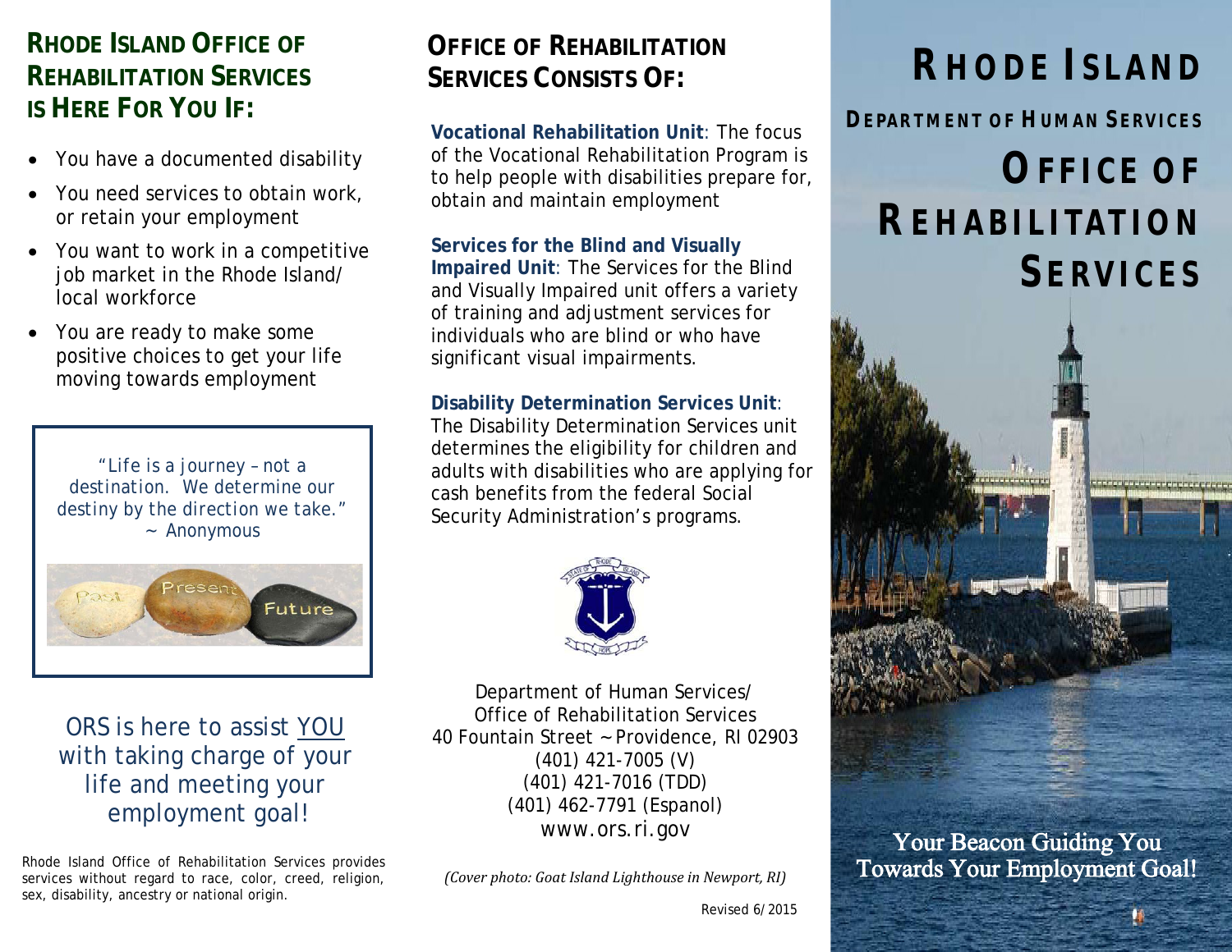## Rhode Island Office of Rehabilitation Services is Here For You If:

- You have a documented disability
- You need services to obtain work, or retain your employment
- You want to work in a competitive job market in the Rhode Island/ local workforce
- You are ready to make some positive choices to get your life moving towards employment

*"Life is a journey – not a destination. We determine our destiny by the direction we take."*
~ Anonymous

Past Present Future

ORS is here to assist YOU with taking charge of your life and meeting your employment goal!

Rhode Island Office of Rehabilitation Services provides services without regard to race, color, creed, religion, sex, disability, ancestry or national origin.

## Office of Rehabilitation Services Consists Of:

**Vocational Rehabilitation Unit**: The focus of the Vocational Rehabilitation Program is to help people with disabilities prepare for, obtain and maintain employment

**Services for the Blind and Visually Impaired Unit**: The Services for the Blind and Visually Impaired unit offers a variety of training and adjustment services for individuals who are blind or who have significant visual impairments.

**Disability Determination Services Unit**: The Disability Determination Services unit determines the eligibility for children and adults with disabilities who are applying for cash benefits from the federal Social Security Administration's programs.

Department of Human Services/
Office of Rehabilitation Services
40 Fountain Street ~ Providence, RI 02903
(401) 421-7005 (V)
(401) 421-7016 (TDD)
(401) 462-7791 (Espanol)
www.ors.ri.gov

*(Cover photo: Goat Island Lighthouse in Newport, RI)*

Revised 6/2015

# Rhode Island

### Department of Human Services

# Office of Rehabilitation Services

Your Beacon Guiding You Towards Your Employment Goal!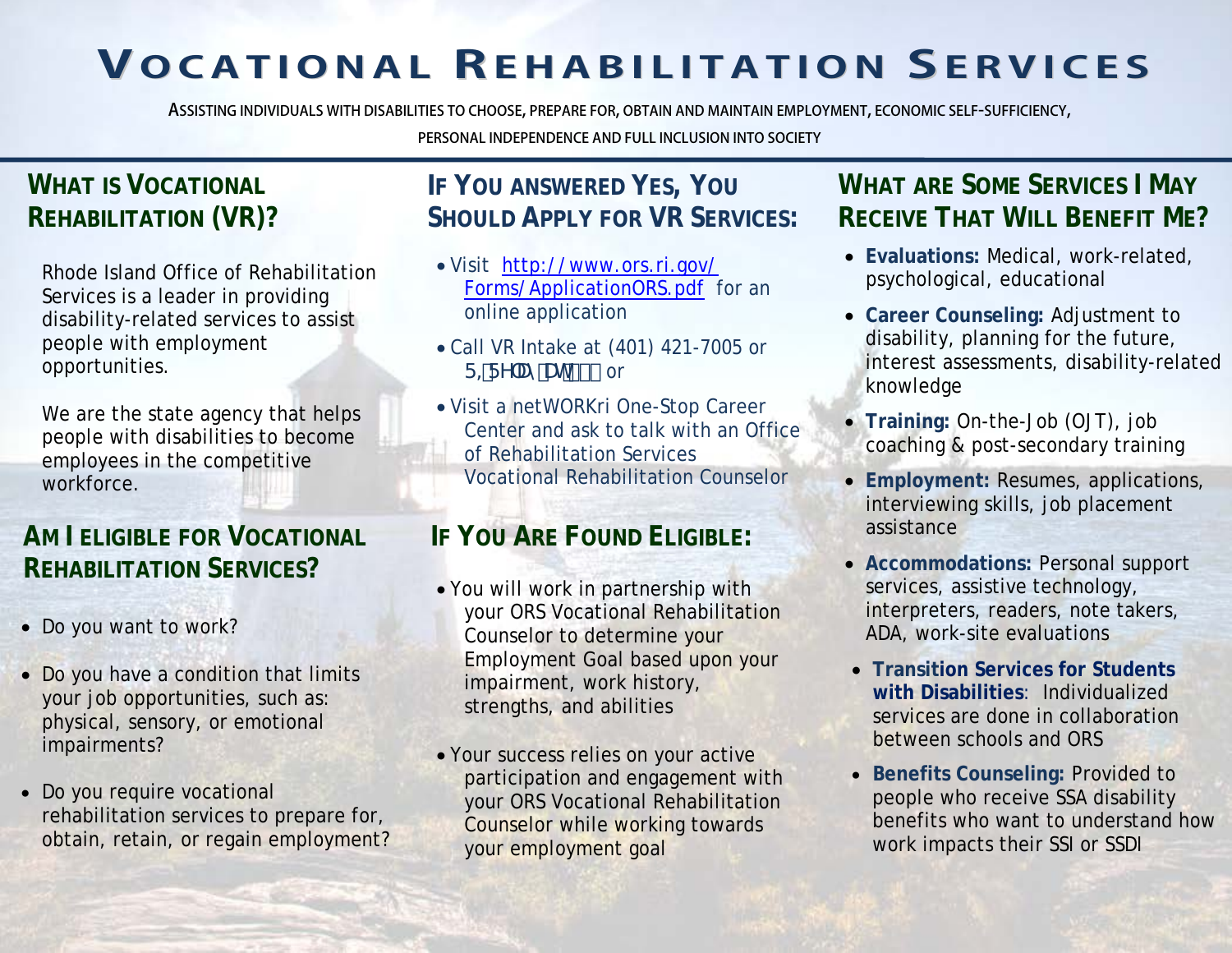# VOCATIONAL REHABILITATION SERVICES

ASSISTING INDIVIDUALS WITH DISABILITIES TO CHOOSE, PREPARE FOR, OBTAIN AND MAINTAIN EMPLOYMENT, ECONOMIC SELF-SUFFICIENCY, PERSONAL INDEPENDENCE AND FULL INCLUSION INTO SOCIETY

## WHAT IS VOCATIONAL REHABILITATION (VR)?

Rhode Island Office of Rehabilitation Services is a leader in providing disability-related services to assist people with employment opportunities.

We are the state agency that helps people with disabilities to become employees in the competitive workforce.

## AM I ELIGIBLE FOR VOCATIONAL REHABILITATION SERVICES?

- Do you want to work?
- Do you have a condition that limits your job opportunities, such as: physical, sensory, or emotional impairments?
- Do you require vocational rehabilitation services to prepare for, obtain, retain, or regain employment?

## IF YOU ANSWERED YES, YOU SHOULD APPLY FOR VR SERVICES:

- Visit [http://www.ors.ri.gov/Forms/ApplicationORS.pdf](http://www.ors.ri.gov/Forms/ApplicationORS.pdf) for an online application
- Call VR Intake at (401) 421-7005 or 5,5HOD\DW or
- Visit a netWORKri One-Stop Career Center and ask to talk with an Office of Rehabilitation Services Vocational Rehabilitation Counselor

## IF YOU ARE FOUND ELIGIBLE:

- You will work in partnership with your ORS Vocational Rehabilitation Counselor to determine your Employment Goal based upon your impairment, work history, strengths, and abilities
- Your success relies on your active participation and engagement with your ORS Vocational Rehabilitation Counselor while working towards your employment goal

## WHAT ARE SOME SERVICES I MAY RECEIVE THAT WILL BENEFIT ME?

- **Evaluations:** Medical, work-related, psychological, educational
- **Career Counseling:** Adjustment to disability, planning for the future, interest assessments, disability-related knowledge
- **Training:** On-the-Job (OJT), job coaching & post-secondary training
- **Employment:** Resumes, applications, interviewing skills, job placement assistance
- **Accommodations:** Personal support services, assistive technology, interpreters, readers, note takers, ADA, work-site evaluations
- **Transition Services for Students with Disabilities**: Individualized services are done in collaboration between schools and ORS
- **Benefits Counseling:** Provided to people who receive SSA disability benefits who want to understand how work impacts their SSI or SSDI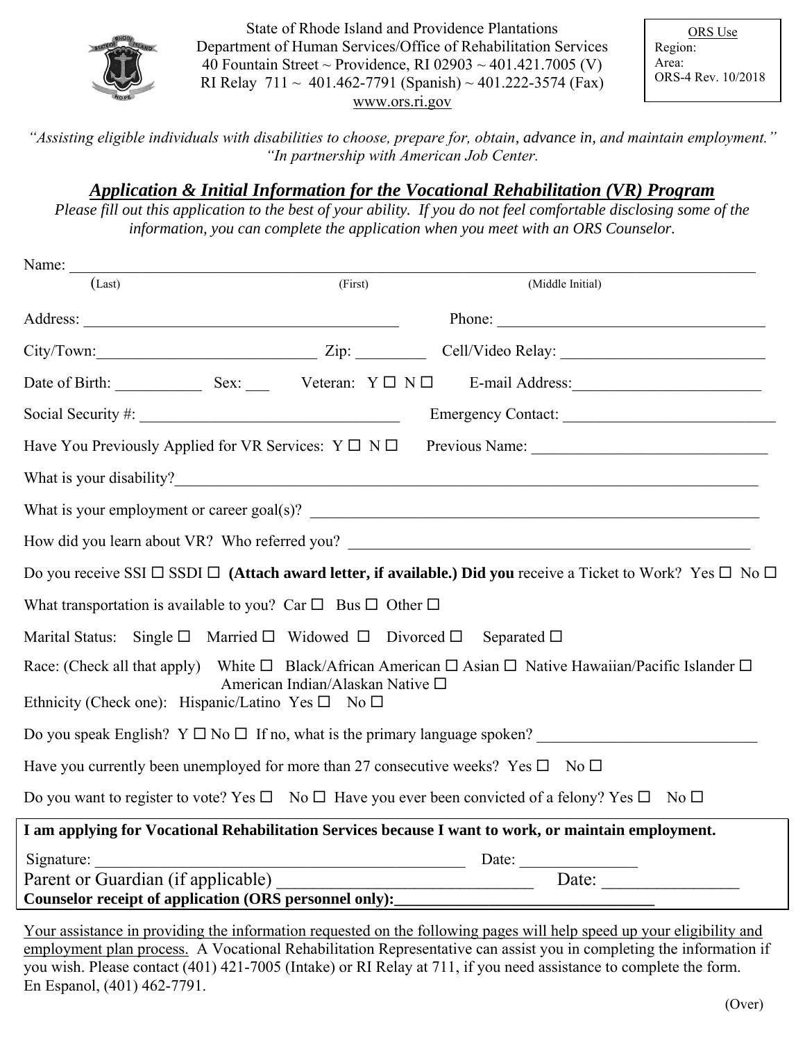State of Rhode Island and Providence Plantations
Department of Human Services/Office of Rehabilitation Services
40 Fountain Street ~ Providence, RI 02903 ~ 401.421.7005 (V)
RI Relay 711 ~ 401.462-7791 (Spanish) ~ 401.222-3574 (Fax)
www.ors.ri.gov

ORS Use
Region:
Area:
ORS-4 Rev. 10/2018

*"Assisting eligible individuals with disabilities to choose, prepare for, obtain, advance in, and maintain employment."*
*"In partnership with American Job Center.*

## ***Application & Initial Information for the Vocational Rehabilitation (VR) Program***

*Please fill out this application to the best of your ability. If you do not feel comfortable disclosing some of the information, you can complete the application when you meet with an ORS Counselor.*

Name: ______________________________________________________________
(Last) (First) (Middle Initial)

Address: ________________________________ Phone: ____________________________

City/Town:_______________________ Zip: ________ Cell/Video Relay: ____________________

Date of Birth: __________ Sex: ___ Veteran: Y ☐ N ☐ E-mail Address:____________________

Social Security #: __________________________ Emergency Contact: ______________________

Have You Previously Applied for VR Services: Y ☐ N ☐ Previous Name: _______________________

What is your disability?_________________________________________________________________

What is your employment or career goal(s)? ______________________________________________

How did you learn about VR? Who referred you? __________________________________________

Do you receive SSI ☐ SSDI ☐ **(Attach award letter, if available.) Did you** receive a Ticket to Work? Yes ☐ No ☐

What transportation is available to you? Car ☐ Bus ☐ Other ☐

Marital Status: Single ☐ Married ☐ Widowed ☐ Divorced ☐ Separated ☐

Race: (Check all that apply) White ☐ Black/African American ☐ Asian ☐ Native Hawaiian/Pacific Islander ☐ American Indian/Alaskan Native ☐

Ethnicity (Check one): Hispanic/Latino Yes ☐ No ☐

Do you speak English? Y ☐ No ☐ If no, what is the primary language spoken? ____________________

Have you currently been unemployed for more than 27 consecutive weeks? Yes ☐ No ☐

Do you want to register to vote? Yes ☐ No ☐ Have you ever been convicted of a felony? Yes ☐ No ☐

**I am applying for Vocational Rehabilitation Services because I want to work, or maintain employment.**

Signature: ______________________________________ Date: ______________

Parent or Guardian (if applicable) ________________________ Date: ______________

**Counselor receipt of application (ORS personnel only):**____________________________

Your assistance in providing the information requested on the following pages will help speed up your eligibility and employment plan process. A Vocational Rehabilitation Representative can assist you in completing the information if you wish. Please contact (401) 421-7005 (Intake) or RI Relay at 711, if you need assistance to complete the form. En Espanol, (401) 462-7791.

(Over)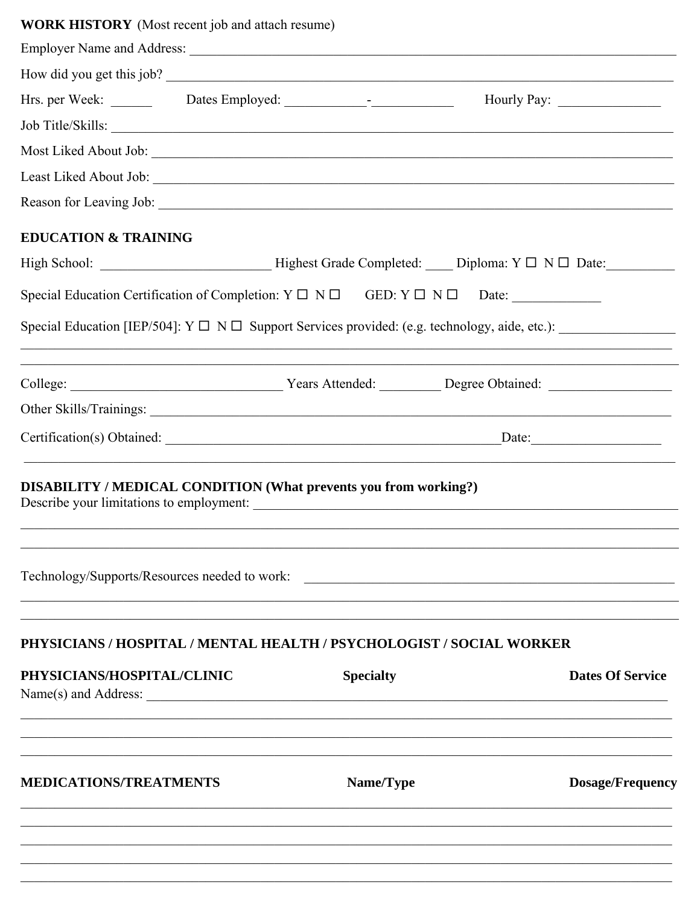**WORK HISTORY** (Most recent job and attach resume)

Employer Name and Address: ______________________________________________

How did you get this job? ______________________________________________

Hrs. per Week: ______ Dates Employed: ___________-___________ Hourly Pay: _______________

Job Title/Skills: ______________________________________________

Most Liked About Job: ______________________________________________

Least Liked About Job: ______________________________________________

Reason for Leaving Job: ______________________________________________

**EDUCATION & TRAINING**

High School: _________________________ Highest Grade Completed: ____ Diploma: Y ☐ N ☐ Date:__________

Special Education Certification of Completion: Y ☐ N ☐ GED: Y ☐ N ☐ Date: _____________

Special Education [IEP/504]: Y ☐ N ☐ Support Services provided: (e.g. technology, aide, etc.): _________________

______________________________________________

______________________________________________

College: _______________________________ Years Attended: _________ Degree Obtained: __________________

Other Skills/Trainings: ______________________________________________

Certification(s) Obtained: ______________________________________________Date:___________________

______________________________________________

**DISABILITY / MEDICAL CONDITION (What prevents you from working?)**

Describe your limitations to employment: ______________________________________________

______________________________________________

______________________________________________

Technology/Supports/Resources needed to work: ______________________________________________

______________________________________________

______________________________________________

**PHYSICIANS / HOSPITAL / MENTAL HEALTH / PSYCHOLOGIST / SOCIAL WORKER**

| **PHYSICIANS/HOSPITAL/CLINIC** | **Specialty** | **Dates Of Service** |
|---|---|---|

Name(s) and Address: ______________________________________________

______________________________________________

______________________________________________

______________________________________________

| **MEDICATIONS/TREATMENTS** | **Name/Type** | **Dosage/Frequency** |
|---|---|---|

______________________________________________

______________________________________________

______________________________________________

______________________________________________

______________________________________________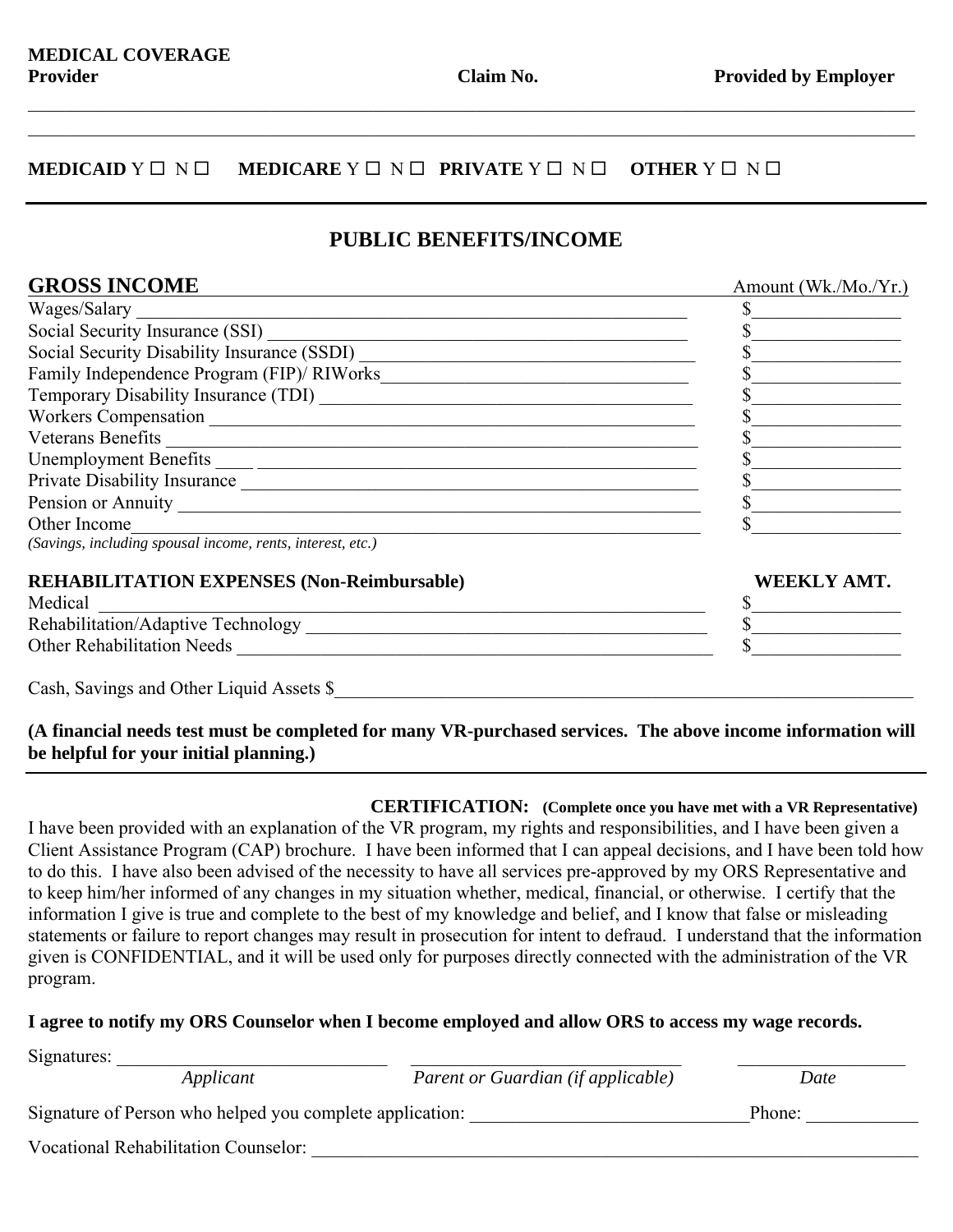**MEDICAL COVERAGE**

| **Provider** | **Claim No.** | **Provided by Employer** |
|---|---|---|
| | | |
| | | |

**MEDICAID** Y ☐ N ☐ **MEDICARE** Y ☐ N ☐ **PRIVATE** Y ☐ N ☐ **OTHER** Y ☐ N ☐

---

## PUBLIC BENEFITS/INCOME

| **GROSS INCOME** | Amount (Wk./Mo./Yr.) |
|---|---|
| Wages/Salary ______ | $______ |
| Social Security Insurance (SSI) ______ | $______ |
| Social Security Disability Insurance (SSDI) ______ | $______ |
| Family Independence Program (FIP)/ RIWorks______ | $______ |
| Temporary Disability Insurance (TDI) ______ | $______ |
| Workers Compensation ______ | $______ |
| Veterans Benefits ______ | $______ |
| Unemployment Benefits ____ ______ | $______ |
| Private Disability Insurance ______ | $______ |
| Pension or Annuity ______ | $______ |
| Other Income______ *(Savings, including spousal income, rents, interest, etc.)* | $______ |

| **REHABILITATION EXPENSES (Non-Reimbursable)** | **WEEKLY AMT.** |
|---|---|
| Medical ______ | $______ |
| Rehabilitation/Adaptive Technology ______ | $______ |
| Other Rehabilitation Needs ______ | $______ |

Cash, Savings and Other Liquid Assets $______

**(A financial needs test must be completed for many VR-purchased services. The above income information will be helpful for your initial planning.)**

---

**CERTIFICATION: (Complete once you have met with a VR Representative)**

I have been provided with an explanation of the VR program, my rights and responsibilities, and I have been given a Client Assistance Program (CAP) brochure. I have been informed that I can appeal decisions, and I have been told how to do this. I have also been advised of the necessity to have all services pre-approved by my ORS Representative and to keep him/her informed of any changes in my situation whether, medical, financial, or otherwise. I certify that the information I give is true and complete to the best of my knowledge and belief, and I know that false or misleading statements or failure to report changes may result in prosecution for intent to defraud. I understand that the information given is CONFIDENTIAL, and it will be used only for purposes directly connected with the administration of the VR program.

**I agree to notify my ORS Counselor when I become employed and allow ORS to access my wage records.**

Signatures: ______ ______ ______

*Applicant* *Parent or Guardian (if applicable)* *Date*

Signature of Person who helped you complete application: ______ Phone: ______

Vocational Rehabilitation Counselor: ______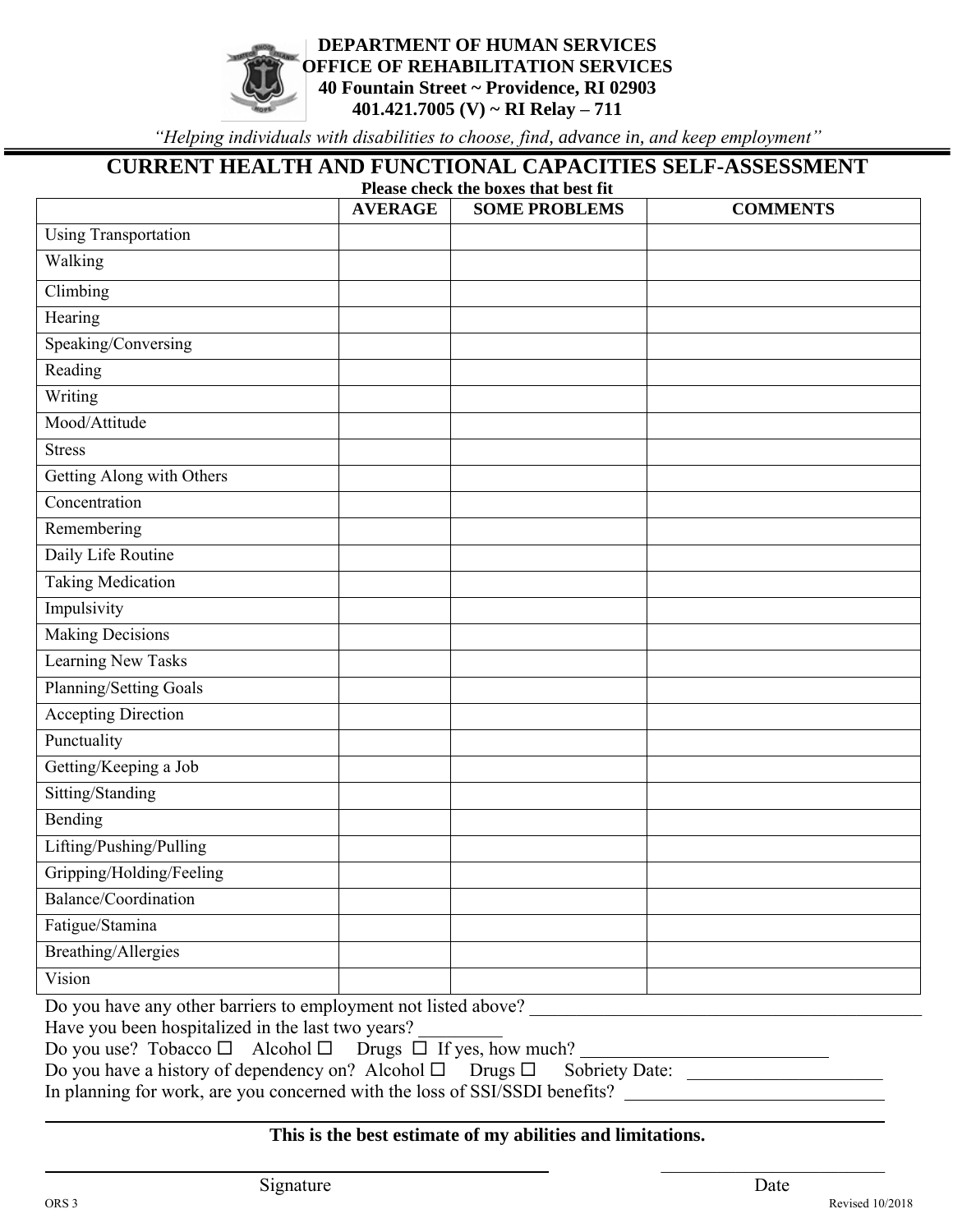**DEPARTMENT OF HUMAN SERVICES**
**OFFICE OF REHABILITATION SERVICES**
**40 Fountain Street ~ Providence, RI 02903**
**401.421.7005 (V) ~ RI Relay – 711**

*"Helping individuals with disabilities to choose, find, advance in, and keep employment"*

# CURRENT HEALTH AND FUNCTIONAL CAPACITIES SELF-ASSESSMENT

**Please check the boxes that best fit**

| | AVERAGE | SOME PROBLEMS | COMMENTS |
|---|---|---|---|
| Using Transportation | | | |
| Walking | | | |
| Climbing | | | |
| Hearing | | | |
| Speaking/Conversing | | | |
| Reading | | | |
| Writing | | | |
| Mood/Attitude | | | |
| Stress | | | |
| Getting Along with Others | | | |
| Concentration | | | |
| Remembering | | | |
| Daily Life Routine | | | |
| Taking Medication | | | |
| Impulsivity | | | |
| Making Decisions | | | |
| Learning New Tasks | | | |
| Planning/Setting Goals | | | |
| Accepting Direction | | | |
| Punctuality | | | |
| Getting/Keeping a Job | | | |
| Sitting/Standing | | | |
| Bending | | | |
| Lifting/Pushing/Pulling | | | |
| Gripping/Holding/Feeling | | | |
| Balance/Coordination | | | |
| Fatigue/Stamina | | | |
| Breathing/Allergies | | | |
| Vision | | | |

Do you have any other barriers to employment not listed above? ___________________________________________

Have you been hospitalized in the last two years? _________

Do you use? Tobacco ☐ Alcohol ☐ Drugs ☐ If yes, how much? ___________________________

Do you have a history of dependency on? Alcohol ☐ Drugs ☐ Sobriety Date: _____________________

In planning for work, are you concerned with the loss of SSI/SSDI benefits? ____________________________

**This is the best estimate of my abilities and limitations.**

_______________________________________ Signature

_________________________ Date

ORS 3 Revised 10/2018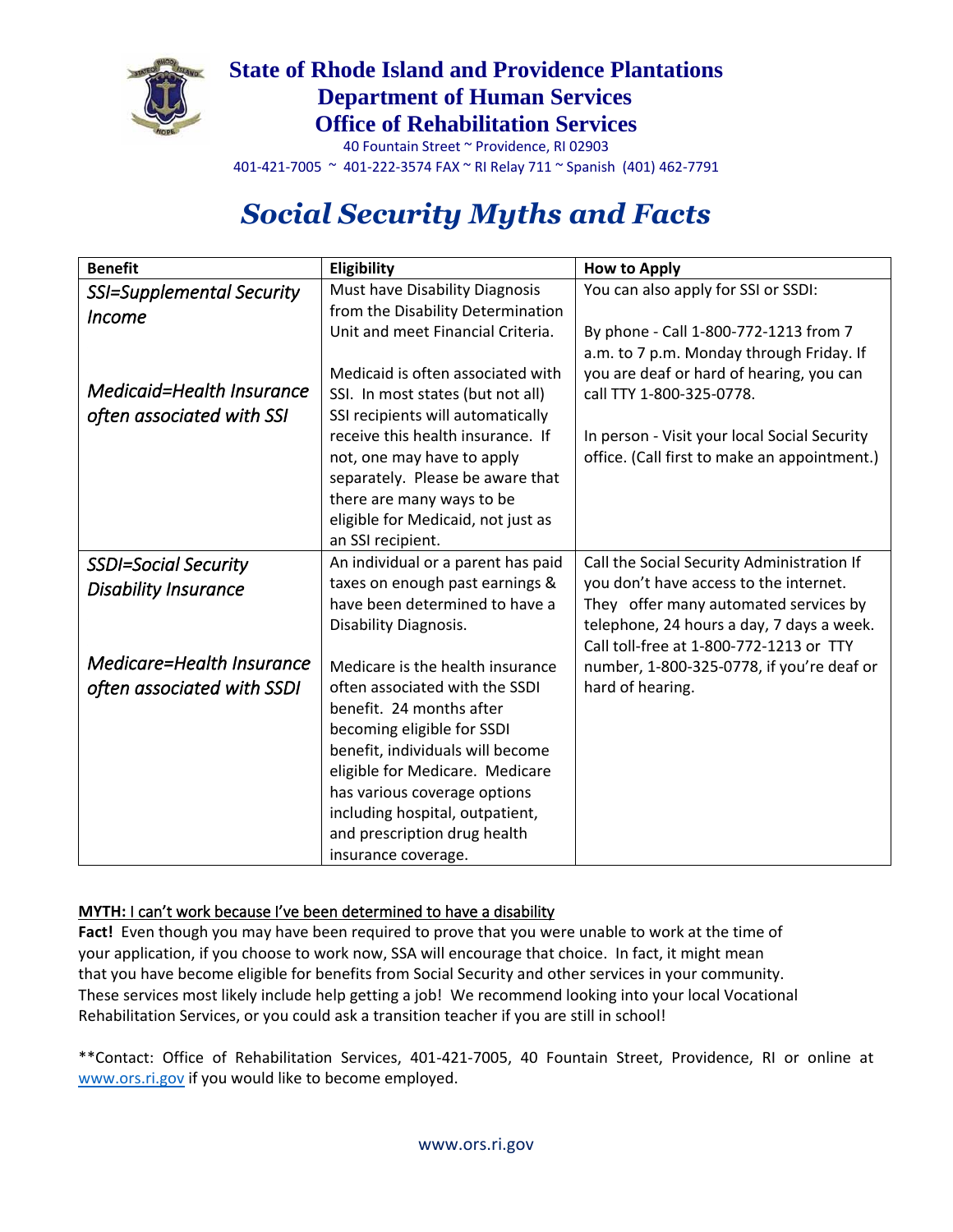**State of Rhode Island and Providence Plantations**
**Department of Human Services**
**Office of Rehabilitation Services**

40 Fountain Street ~ Providence, RI 02903
401-421-7005 ~ 401-222-3574 FAX ~ RI Relay 711 ~ Spanish (401) 462-7791

# *Social Security Myths and Facts*

| Benefit | Eligibility | How to Apply |
| --- | --- | --- |
| *SSI=Supplemental Security Income*<br><br>*Medicaid=Health Insurance often associated with SSI* | Must have Disability Diagnosis from the Disability Determination Unit and meet Financial Criteria.<br><br>Medicaid is often associated with SSI. In most states (but not all) SSI recipients will automatically receive this health insurance. If not, one may have to apply separately. Please be aware that there are many ways to be eligible for Medicaid, not just as an SSI recipient. | You can also apply for SSI or SSDI:<br><br>By phone - Call 1-800-772-1213 from 7 a.m. to 7 p.m. Monday through Friday. If you are deaf or hard of hearing, you can call TTY 1-800-325-0778.<br><br>In person - Visit your local Social Security office. (Call first to make an appointment.) |
| *SSDI=Social Security Disability Insurance*<br><br>*Medicare=Health Insurance often associated with SSDI* | An individual or a parent has paid taxes on enough past earnings & have been determined to have a Disability Diagnosis.<br><br>Medicare is the health insurance often associated with the SSDI benefit. 24 months after becoming eligible for SSDI benefit, individuals will become eligible for Medicare. Medicare has various coverage options including hospital, outpatient, and prescription drug health insurance coverage. | Call the Social Security Administration If you don't have access to the internet. They offer many automated services by telephone, 24 hours a day, 7 days a week. Call toll-free at 1-800-772-1213 or TTY number, 1-800-325-0778, if you're deaf or hard of hearing. |

**MYTH:** I can't work because I've been determined to have a disability

**Fact!** Even though you may have been required to prove that you were unable to work at the time of your application, if you choose to work now, SSA will encourage that choice. In fact, it might mean that you have become eligible for benefits from Social Security and other services in your community. These services most likely include help getting a job! We recommend looking into your local Vocational Rehabilitation Services, or you could ask a transition teacher if you are still in school!

**Contact: Office of Rehabilitation Services, 401-421-7005, 40 Fountain Street, Providence, RI or online at www.ors.ri.gov if you would like to become employed.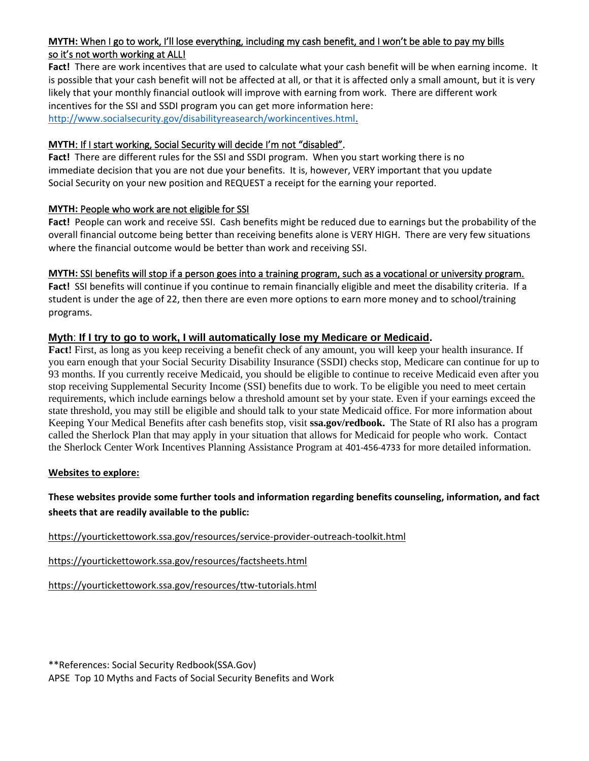**MYTH:** When I go to work, I'll lose everything, including my cash benefit, and I won't be able to pay my bills so it's not worth working at ALL!

**Fact!** There are work incentives that are used to calculate what your cash benefit will be when earning income. It is possible that your cash benefit will not be affected at all, or that it is affected only a small amount, but it is very likely that your monthly financial outlook will improve with earning from work. There are different work incentives for the SSI and SSDI program you can get more information here: http://www.socialsecurity.gov/disabilityreasearch/workincentives.html.

**MYTH**: If I start working, Social Security will decide I'm not "disabled".

**Fact!** There are different rules for the SSI and SSDI program. When you start working there is no immediate decision that you are not due your benefits. It is, however, VERY important that you update Social Security on your new position and REQUEST a receipt for the earning your reported.

**MYTH:** People who work are not eligible for SSI

**Fact!** People can work and receive SSI. Cash benefits might be reduced due to earnings but the probability of the overall financial outcome being better than receiving benefits alone is VERY HIGH. There are very few situations where the financial outcome would be better than work and receiving SSI.

**MYTH:** SSI benefits will stop if a person goes into a training program, such as a vocational or university program.

**Fact!** SSI benefits will continue if you continue to remain financially eligible and meet the disability criteria. If a student is under the age of 22, then there are even more options to earn more money and to school/training programs.

**Myth**: **If I try to go to work, I will automatically lose my Medicare or Medicaid.**

**Fact!** First, as long as you keep receiving a benefit check of any amount, you will keep your health insurance. If you earn enough that your Social Security Disability Insurance (SSDI) checks stop, Medicare can continue for up to 93 months. If you currently receive Medicaid, you should be eligible to continue to receive Medicaid even after you stop receiving Supplemental Security Income (SSI) benefits due to work. To be eligible you need to meet certain requirements, which include earnings below a threshold amount set by your state. Even if your earnings exceed the state threshold, you may still be eligible and should talk to your state Medicaid office. For more information about Keeping Your Medical Benefits after cash benefits stop, visit **ssa.gov/redbook.** The State of RI also has a program called the Sherlock Plan that may apply in your situation that allows for Medicaid for people who work. Contact the Sherlock Center Work Incentives Planning Assistance Program at 401-456-4733 for more detailed information.

**Websites to explore:**

**These websites provide some further tools and information regarding benefits counseling, information, and fact sheets that are readily available to the public:**

https://yourtickettowork.ssa.gov/resources/service-provider-outreach-toolkit.html

https://yourtickettowork.ssa.gov/resources/factsheets.html

https://yourtickettowork.ssa.gov/resources/ttw-tutorials.html

**References: Social Security Redbook(SSA.Gov)
APSE Top 10 Myths and Facts of Social Security Benefits and Work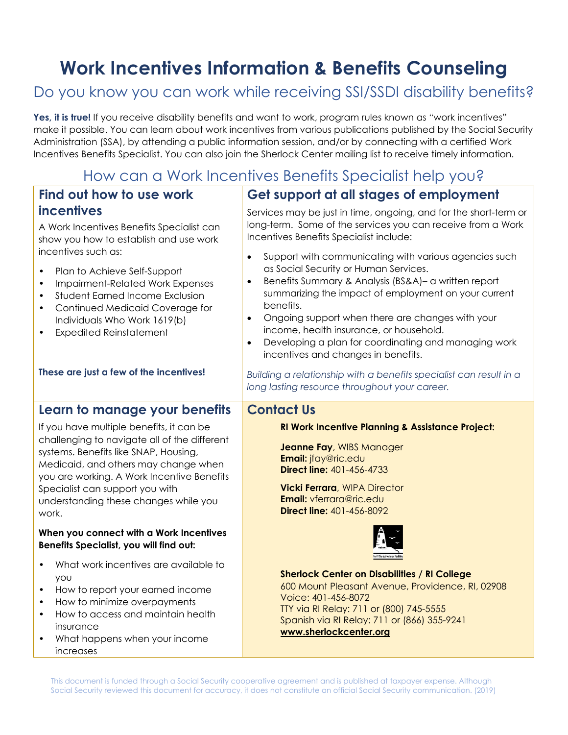# Work Incentives Information & Benefits Counseling

## Do you know you can work while receiving SSI/SSDI disability benefits?

**Yes, it is true!** If you receive disability benefits and want to work, program rules known as "work incentives" make it possible. You can learn about work incentives from various publications published by the Social Security Administration (SSA), by attending a public information session, and/or by connecting with a certified Work Incentives Benefits Specialist. You can also join the Sherlock Center mailing list to receive timely information.

## How can a Work Incentives Benefits Specialist help you?

### Find out how to use work incentives

A Work Incentives Benefits Specialist can show you how to establish and use work incentives such as:

- Plan to Achieve Self-Support
- Impairment-Related Work Expenses
- Student Earned Income Exclusion
- Continued Medicaid Coverage for Individuals Who Work 1619(b)
- Expedited Reinstatement

**These are just a few of the incentives!**

### Get support at all stages of employment

Services may be just in time, ongoing, and for the short-term or long-term. Some of the services you can receive from a Work Incentives Benefits Specialist include:

- Support with communicating with various agencies such as Social Security or Human Services.
- Benefits Summary & Analysis (BS&A)– a written report summarizing the impact of employment on your current benefits.
- Ongoing support when there are changes with your income, health insurance, or household.
- Developing a plan for coordinating and managing work incentives and changes in benefits.

*Building a relationship with a benefits specialist can result in a long lasting resource throughout your career.*

### Learn to manage your benefits

If you have multiple benefits, it can be challenging to navigate all of the different systems. Benefits like SNAP, Housing, Medicaid, and others may change when you are working. A Work Incentive Benefits Specialist can support you with understanding these changes while you work.

**When you connect with a Work Incentives Benefits Specialist, you will find out:**

- What work incentives are available to you
- How to report your earned income
- How to minimize overpayments
- How to access and maintain health insurance
- What happens when your income increases

### Contact Us

**RI Work Incentive Planning & Assistance Project:**

**Jeanne Fay**, WIBS Manager
**Email:** jfay@ric.edu
**Direct line:** 401-456-4733

**Vicki Ferrara**, WIPA Director
**Email:** vferrara@ric.edu
**Direct line:** 401-456-8092

**Sherlock Center on Disabilities / RI College**
600 Mount Pleasant Avenue, Providence, RI, 02908
Voice: 401-456-8072
TTY via RI Relay: 711 or (800) 745-5555
Spanish via RI Relay: 711 or (866) 355-9241
**www.sherlockcenter.org**

This document is funded through a Social Security cooperative agreement and is published at taxpayer expense. Although Social Security reviewed this document for accuracy, it does not constitute an official Social Security communication. (2019)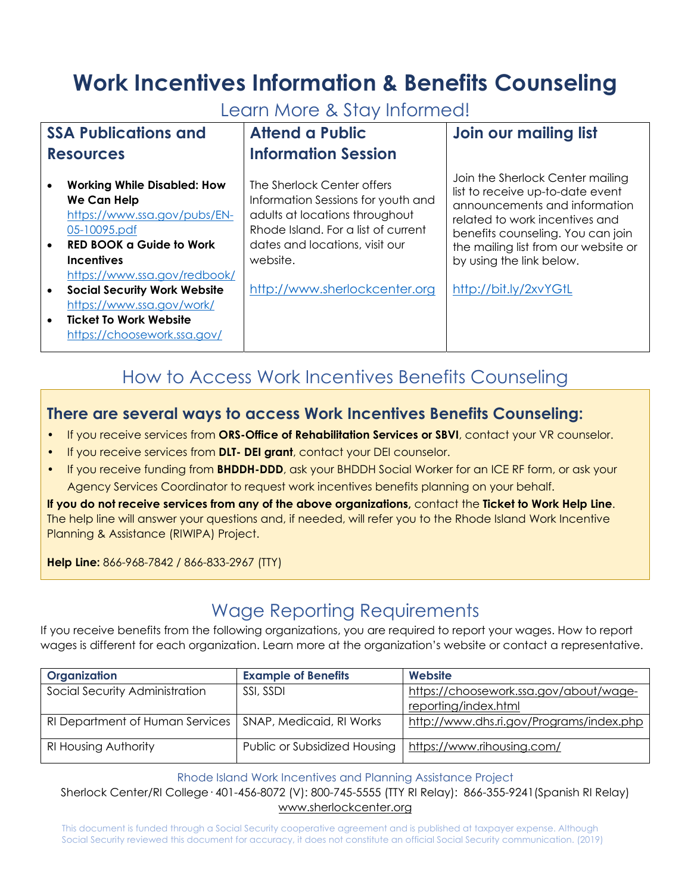# Work Incentives Information & Benefits Counseling

## Learn More & Stay Informed!

### SSA Publications and Resources

- **Working While Disabled: How We Can Help** https://www.ssa.gov/pubs/EN-05-10095.pdf
- **RED BOOK a Guide to Work Incentives** https://www.ssa.gov/redbook/
- **Social Security Work Website** https://www.ssa.gov/work/
- **Ticket To Work Website** https://choosework.ssa.gov/

### Attend a Public Information Session

The Sherlock Center offers Information Sessions for youth and adults at locations throughout Rhode Island. For a list of current dates and locations, visit our website.

http://www.sherlockcenter.org

### Join our mailing list

Join the Sherlock Center mailing list to receive up-to-date event announcements and information related to work incentives and benefits counseling. You can join the mailing list from our website or by using the link below.

http://bit.ly/2xvYGtL

## How to Access Work Incentives Benefits Counseling

### There are several ways to access Work Incentives Benefits Counseling:

- If you receive services from **ORS-Office of Rehabilitation Services or SBVI**, contact your VR counselor.
- If you receive services from **DLT- DEI grant**, contact your DEI counselor.
- If you receive funding from **BHDDH-DDD**, ask your BHDDH Social Worker for an ICE RF form, or ask your Agency Services Coordinator to request work incentives benefits planning on your behalf.

**If you do not receive services from any of the above organizations,** contact the **Ticket to Work Help Line**. The help line will answer your questions and, if needed, will refer you to the Rhode Island Work Incentive Planning & Assistance (RIWIPA) Project.

**Help Line:** 866-968-7842 / 866-833-2967 (TTY)

## Wage Reporting Requirements

If you receive benefits from the following organizations, you are required to report your wages. How to report wages is different for each organization. Learn more at the organization's website or contact a representative.

| Organization | Example of Benefits | Website |
|---|---|---|
| Social Security Administration | SSI, SSDI | https://choosework.ssa.gov/about/wage-reporting/index.html |
| RI Department of Human Services | SNAP, Medicaid, RI Works | http://www.dhs.ri.gov/Programs/index.php |
| RI Housing Authority | Public or Subsidized Housing | https://www.rihousing.com/ |

Rhode Island Work Incentives and Planning Assistance Project

Sherlock Center/RI College · 401-456-8072 (V): 800-745-5555 (TTY RI Relay): 866-355-9241(Spanish RI Relay)

www.sherlockcenter.org

This document is funded through a Social Security cooperative agreement and is published at taxpayer expense. Although Social Security reviewed this document for accuracy, it does not constitute an official Social Security communication. (2019)